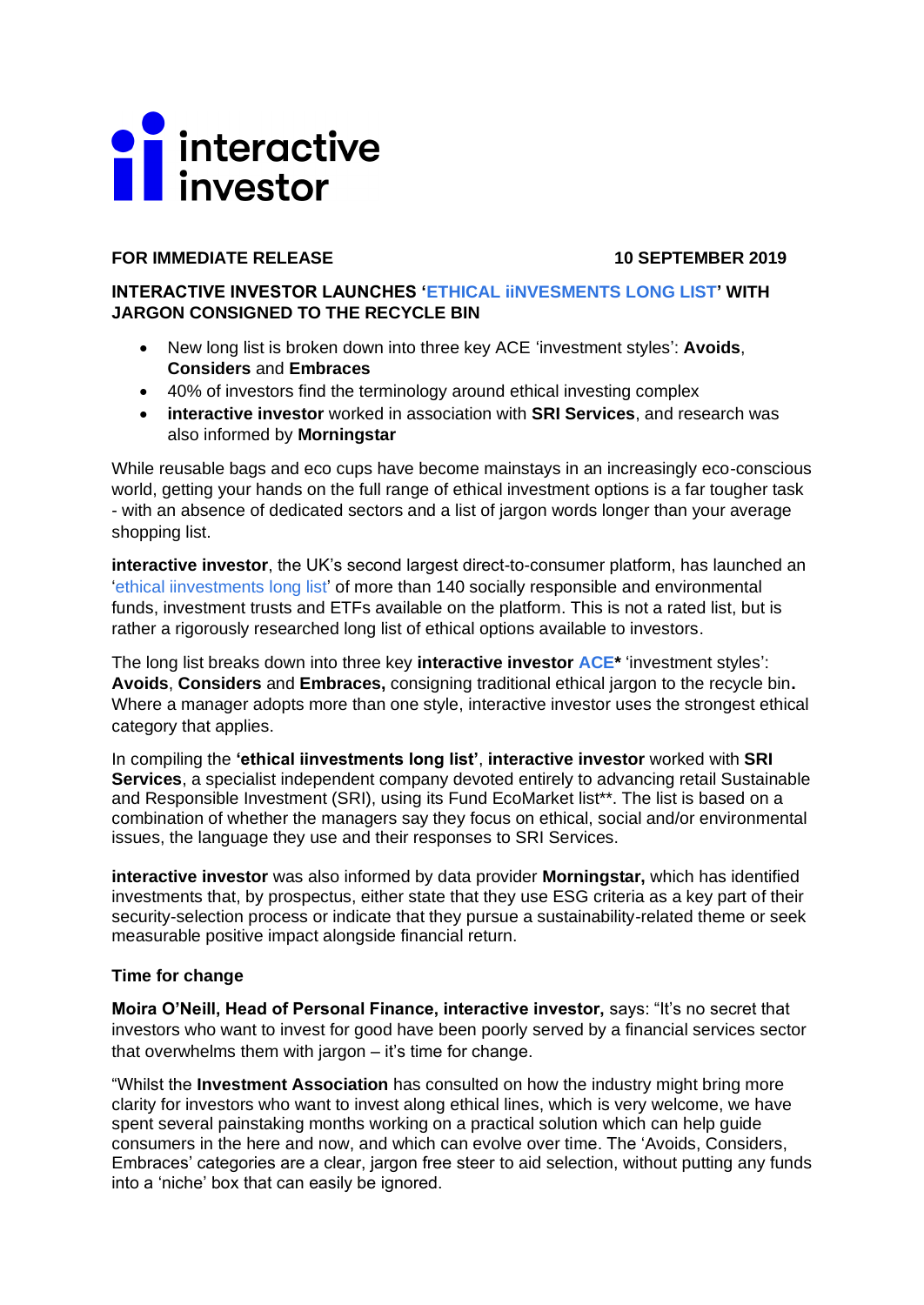interactive investor

**FOR IMMEDIATE RELEASE** **10 SEPTEMBER 2019**

**INTERACTIVE INVESTOR LAUNCHES 'ETHICAL iiNVESMENTS LONG LIST' WITH JARGON CONSIGNED TO THE RECYCLE BIN**

- New long list is broken down into three key ACE 'investment styles': **Avoids**, **Considers** and **Embraces**
- 40% of investors find the terminology around ethical investing complex
- **interactive investor** worked in association with **SRI Services**, and research was also informed by **Morningstar**

While reusable bags and eco cups have become mainstays in an increasingly eco-conscious world, getting your hands on the full range of ethical investment options is a far tougher task - with an absence of dedicated sectors and a list of jargon words longer than your average shopping list.

**interactive investor**, the UK's second largest direct-to-consumer platform, has launched an 'ethical iinvestments long list' of more than 140 socially responsible and environmental funds, investment trusts and ETFs available on the platform. This is not a rated list, but is rather a rigorously researched long list of ethical options available to investors.

The long list breaks down into three key **interactive investor ACE*** 'investment styles': **Avoids**, **Considers** and **Embraces,** consigning traditional ethical jargon to the recycle bin**.** Where a manager adopts more than one style, interactive investor uses the strongest ethical category that applies.

In compiling the **'ethical iinvestments long list'**, **interactive investor** worked with **SRI Services**, a specialist independent company devoted entirely to advancing retail Sustainable and Responsible Investment (SRI), using its Fund EcoMarket list**. The list is based on a combination of whether the managers say they focus on ethical, social and/or environmental issues, the language they use and their responses to SRI Services.

**interactive investor** was also informed by data provider **Morningstar,** which has identified investments that, by prospectus, either state that they use ESG criteria as a key part of their security-selection process or indicate that they pursue a sustainability-related theme or seek measurable positive impact alongside financial return.

**Time for change**

**Moira O'Neill, Head of Personal Finance, interactive investor,** says: "It's no secret that investors who want to invest for good have been poorly served by a financial services sector that overwhelms them with jargon – it's time for change.

"Whilst the **Investment Association** has consulted on how the industry might bring more clarity for investors who want to invest along ethical lines, which is very welcome, we have spent several painstaking months working on a practical solution which can help guide consumers in the here and now, and which can evolve over time. The 'Avoids, Considers, Embraces' categories are a clear, jargon free steer to aid selection, without putting any funds into a 'niche' box that can easily be ignored.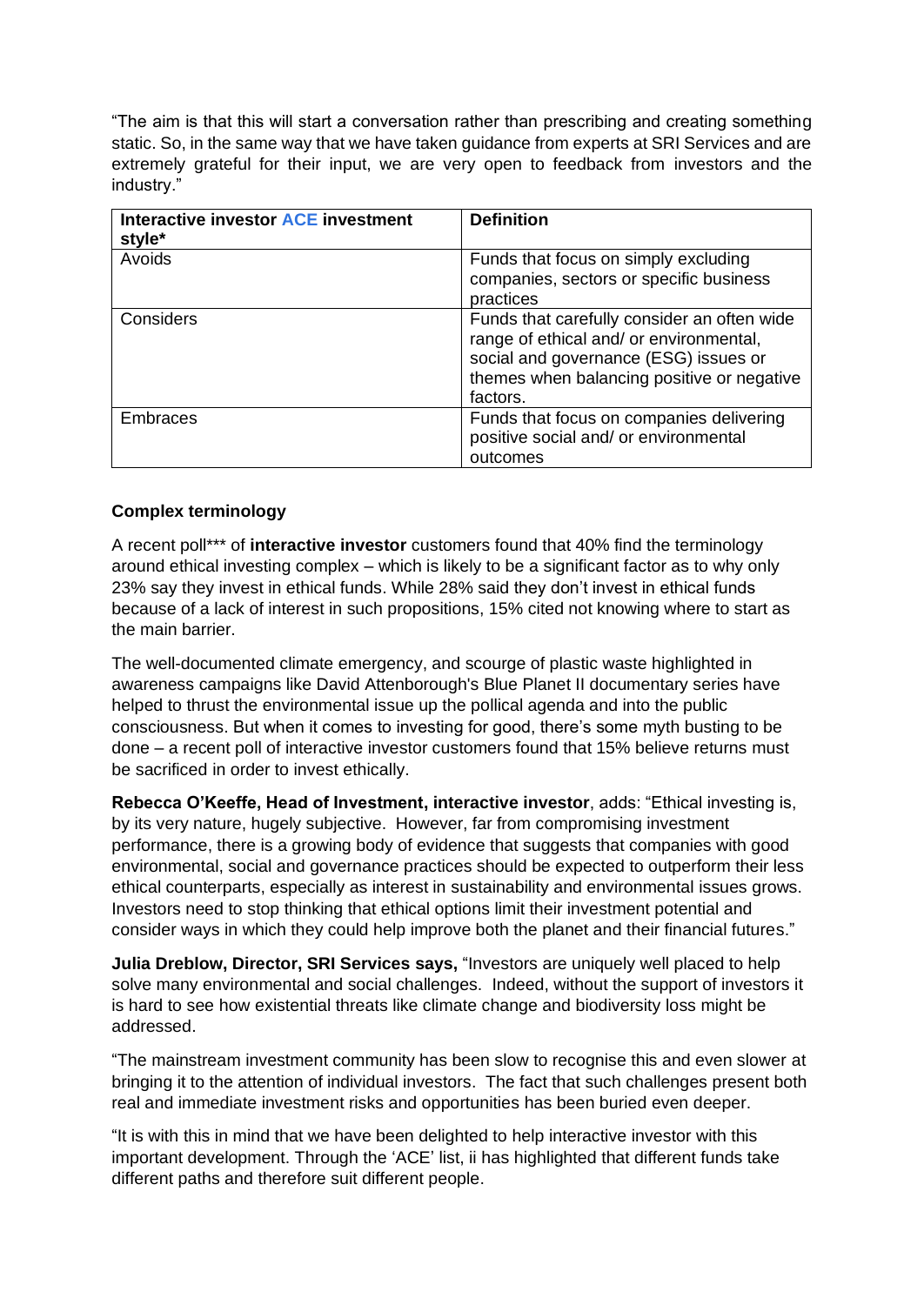"The aim is that this will start a conversation rather than prescribing and creating something static. So, in the same way that we have taken guidance from experts at SRI Services and are extremely grateful for their input, we are very open to feedback from investors and the industry."

| **Interactive investor ACE investment style*** | **Definition** |
|---|---|
| Avoids | Funds that focus on simply excluding companies, sectors or specific business practices |
| Considers | Funds that carefully consider an often wide range of ethical and/ or environmental, social and governance (ESG) issues or themes when balancing positive or negative factors. |
| Embraces | Funds that focus on companies delivering positive social and/ or environmental outcomes |

**Complex terminology**

A recent poll*** of **interactive investor** customers found that 40% find the terminology around ethical investing complex – which is likely to be a significant factor as to why only 23% say they invest in ethical funds. While 28% said they don't invest in ethical funds because of a lack of interest in such propositions, 15% cited not knowing where to start as the main barrier.

The well-documented climate emergency, and scourge of plastic waste highlighted in awareness campaigns like David Attenborough's Blue Planet II documentary series have helped to thrust the environmental issue up the pollical agenda and into the public consciousness. But when it comes to investing for good, there's some myth busting to be done – a recent poll of interactive investor customers found that 15% believe returns must be sacrificed in order to invest ethically.

**Rebecca O'Keeffe, Head of Investment, interactive investor**, adds: "Ethical investing is, by its very nature, hugely subjective. However, far from compromising investment performance, there is a growing body of evidence that suggests that companies with good environmental, social and governance practices should be expected to outperform their less ethical counterparts, especially as interest in sustainability and environmental issues grows. Investors need to stop thinking that ethical options limit their investment potential and consider ways in which they could help improve both the planet and their financial futures."

**Julia Dreblow, Director, SRI Services says,** "Investors are uniquely well placed to help solve many environmental and social challenges. Indeed, without the support of investors it is hard to see how existential threats like climate change and biodiversity loss might be addressed.

"The mainstream investment community has been slow to recognise this and even slower at bringing it to the attention of individual investors. The fact that such challenges present both real and immediate investment risks and opportunities has been buried even deeper.

"It is with this in mind that we have been delighted to help interactive investor with this important development. Through the 'ACE' list, ii has highlighted that different funds take different paths and therefore suit different people.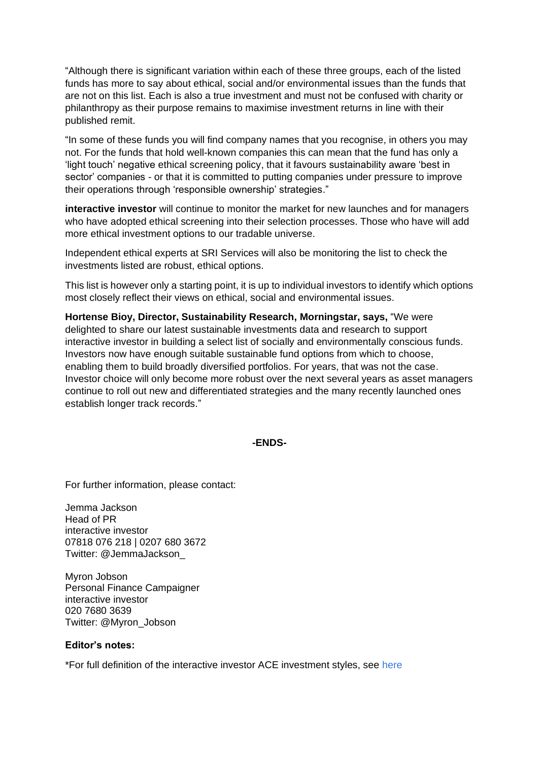"Although there is significant variation within each of these three groups, each of the listed funds has more to say about ethical, social and/or environmental issues than the funds that are not on this list. Each is also a true investment and must not be confused with charity or philanthropy as their purpose remains to maximise investment returns in line with their published remit.

"In some of these funds you will find company names that you recognise, in others you may not. For the funds that hold well-known companies this can mean that the fund has only a 'light touch' negative ethical screening policy, that it favours sustainability aware 'best in sector' companies - or that it is committed to putting companies under pressure to improve their operations through 'responsible ownership' strategies."

**interactive investor** will continue to monitor the market for new launches and for managers who have adopted ethical screening into their selection processes. Those who have will add more ethical investment options to our tradable universe.

Independent ethical experts at SRI Services will also be monitoring the list to check the investments listed are robust, ethical options.

This list is however only a starting point, it is up to individual investors to identify which options most closely reflect their views on ethical, social and environmental issues.

**Hortense Bioy, Director, Sustainability Research, Morningstar, says,** "We were delighted to share our latest sustainable investments data and research to support interactive investor in building a select list of socially and environmentally conscious funds. Investors now have enough suitable sustainable fund options from which to choose, enabling them to build broadly diversified portfolios. For years, that was not the case. Investor choice will only become more robust over the next several years as asset managers continue to roll out new and differentiated strategies and the many recently launched ones establish longer track records."

**-ENDS-**

For further information, please contact:

Jemma Jackson
Head of PR
interactive investor
07818 076 218 | 0207 680 3672
Twitter: @JemmaJackson_

Myron Jobson
Personal Finance Campaigner
interactive investor
020 7680 3639
Twitter: @Myron_Jobson

**Editor's notes:**

*For full definition of the interactive investor ACE investment styles, see here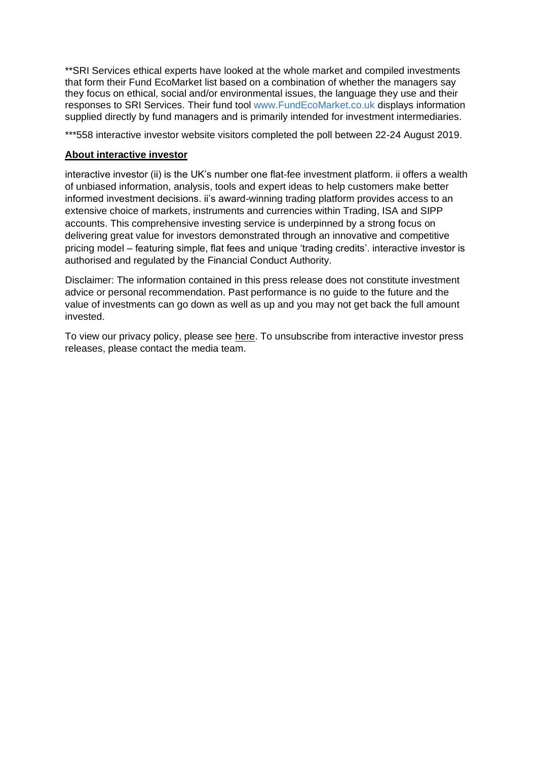**SRI Services ethical experts have looked at the whole market and compiled investments that form their Fund EcoMarket list based on a combination of whether the managers say they focus on ethical, social and/or environmental issues, the language they use and their responses to SRI Services. Their fund tool www.FundEcoMarket.co.uk displays information supplied directly by fund managers and is primarily intended for investment intermediaries.

***558 interactive investor website visitors completed the poll between 22-24 August 2019.

**About interactive investor**

interactive investor (ii) is the UK's number one flat-fee investment platform. ii offers a wealth of unbiased information, analysis, tools and expert ideas to help customers make better informed investment decisions. ii's award-winning trading platform provides access to an extensive choice of markets, instruments and currencies within Trading, ISA and SIPP accounts. This comprehensive investing service is underpinned by a strong focus on delivering great value for investors demonstrated through an innovative and competitive pricing model – featuring simple, flat fees and unique 'trading credits'. interactive investor is authorised and regulated by the Financial Conduct Authority.

Disclaimer: The information contained in this press release does not constitute investment advice or personal recommendation. Past performance is no guide to the future and the value of investments can go down as well as up and you may not get back the full amount invested.

To view our privacy policy, please see here. To unsubscribe from interactive investor press releases, please contact the media team.